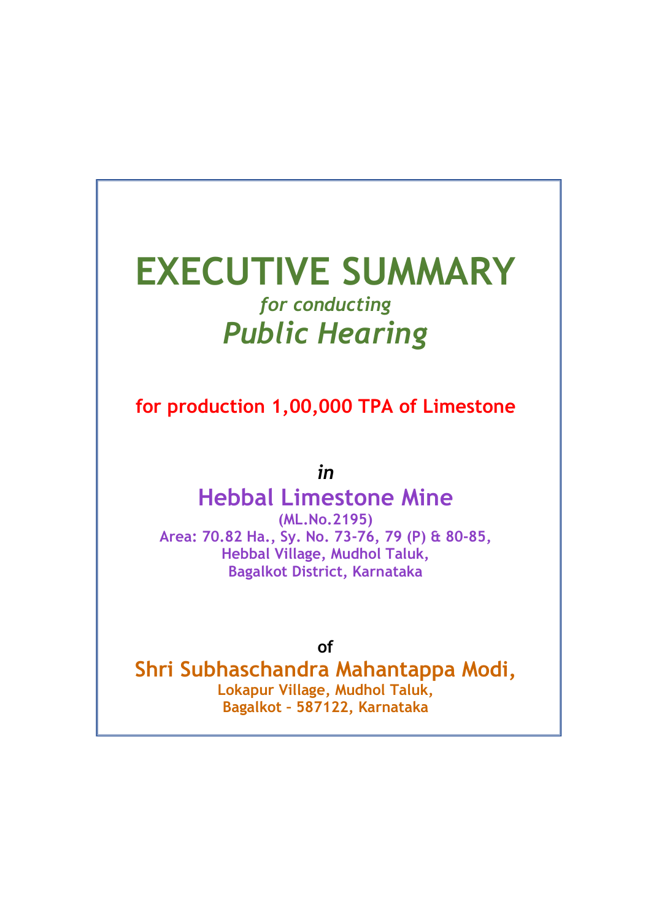# EXECUTIVE SUMMARY

*for conducting*

## *Public Hearing*

**for production 1,00,000 TPA of Limestone**

***in***

## Hebbal Limestone Mine

**(ML.No.2195)**
**Area: 70.82 Ha., Sy. No. 73-76, 79 (P) & 80-85,**
**Hebbal Village, Mudhol Taluk,**
**Bagalkot District, Karnataka**

**of**

## Shri Subhaschandra Mahantappa Modi,

**Lokapur Village, Mudhol Taluk,**
**Bagalkot – 587122, Karnataka**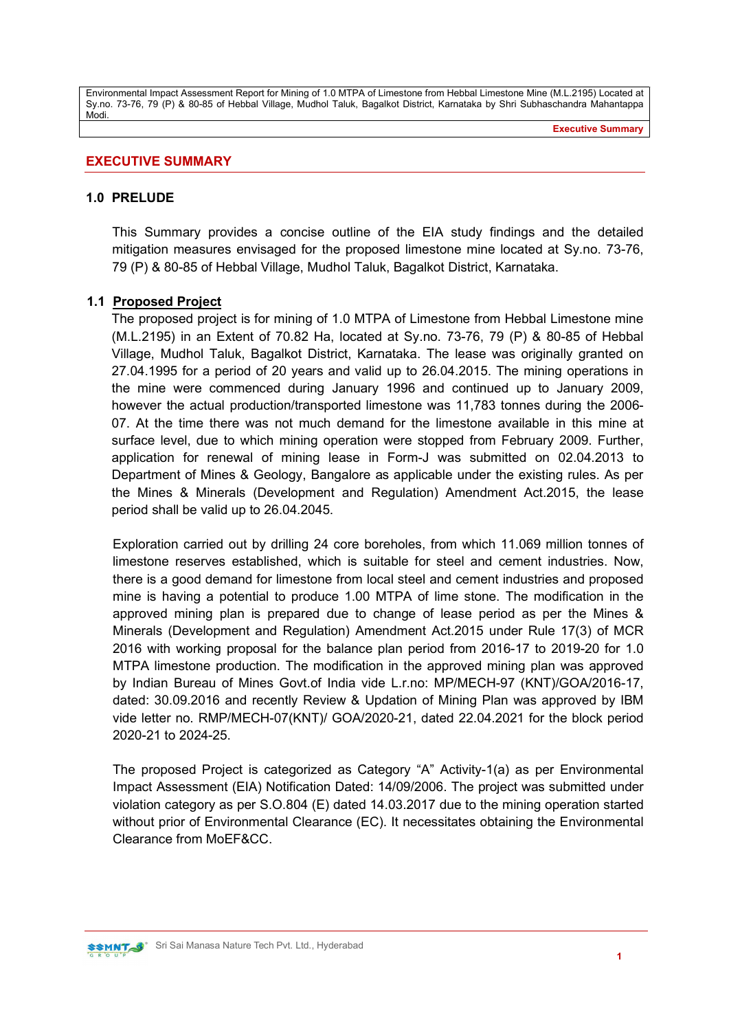# EXECUTIVE SUMMARY

## 1.0 PRELUDE

This Summary provides a concise outline of the EIA study findings and the detailed mitigation measures envisaged for the proposed limestone mine located at Sy.no. 73-76, 79 (P) & 80-85 of Hebbal Village, Mudhol Taluk, Bagalkot District, Karnataka.

### 1.1 Proposed Project

The proposed project is for mining of 1.0 MTPA of Limestone from Hebbal Limestone mine (M.L.2195) in an Extent of 70.82 Ha, located at Sy.no. 73-76, 79 (P) & 80-85 of Hebbal Village, Mudhol Taluk, Bagalkot District, Karnataka. The lease was originally granted on 27.04.1995 for a period of 20 years and valid up to 26.04.2015. The mining operations in the mine were commenced during January 1996 and continued up to January 2009, however the actual production/transported limestone was 11,783 tonnes during the 2006-07. At the time there was not much demand for the limestone available in this mine at surface level, due to which mining operation were stopped from February 2009. Further, application for renewal of mining lease in Form-J was submitted on 02.04.2013 to Department of Mines & Geology, Bangalore as applicable under the existing rules. As per the Mines & Minerals (Development and Regulation) Amendment Act.2015, the lease period shall be valid up to 26.04.2045.

Exploration carried out by drilling 24 core boreholes, from which 11.069 million tonnes of limestone reserves established, which is suitable for steel and cement industries. Now, there is a good demand for limestone from local steel and cement industries and proposed mine is having a potential to produce 1.00 MTPA of lime stone. The modification in the approved mining plan is prepared due to change of lease period as per the Mines & Minerals (Development and Regulation) Amendment Act.2015 under Rule 17(3) of MCR 2016 with working proposal for the balance plan period from 2016-17 to 2019-20 for 1.0 MTPA limestone production. The modification in the approved mining plan was approved by Indian Bureau of Mines Govt.of India vide L.r.no: MP/MECH-97 (KNT)/GOA/2016-17, dated: 30.09.2016 and recently Review & Updation of Mining Plan was approved by IBM vide letter no. RMP/MECH-07(KNT)/ GOA/2020-21, dated 22.04.2021 for the block period 2020-21 to 2024-25.

The proposed Project is categorized as Category "A" Activity-1(a) as per Environmental Impact Assessment (EIA) Notification Dated: 14/09/2006. The project was submitted under violation category as per S.O.804 (E) dated 14.03.2017 due to the mining operation started without prior of Environmental Clearance (EC). It necessitates obtaining the Environmental Clearance from MoEF&CC.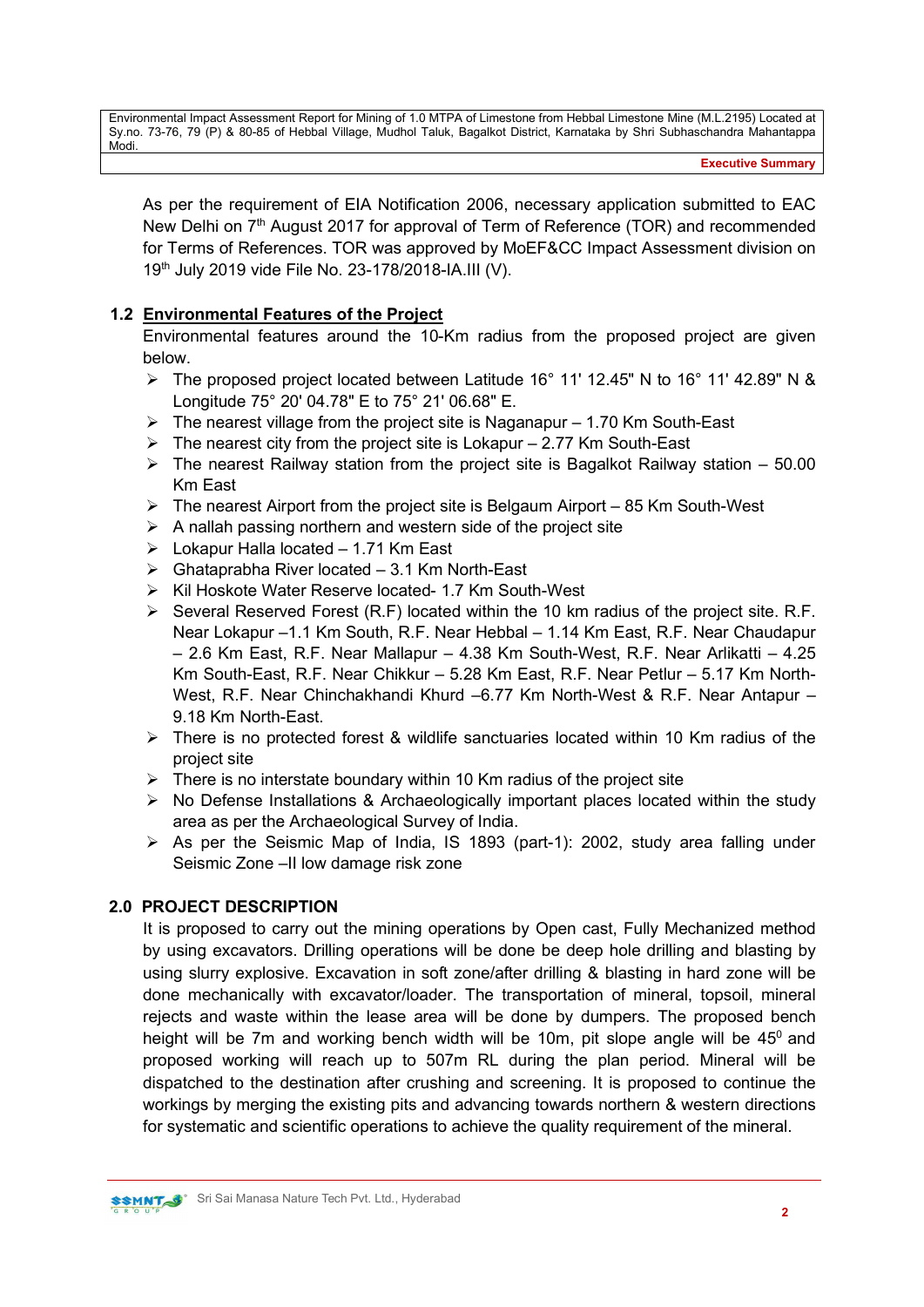As per the requirement of EIA Notification 2006, necessary application submitted to EAC New Delhi on 7th August 2017 for approval of Term of Reference (TOR) and recommended for Terms of References. TOR was approved by MoEF&CC Impact Assessment division on 19th July 2019 vide File No. 23-178/2018-IA.III (V).

## 1.2 Environmental Features of the Project

Environmental features around the 10-Km radius from the proposed project are given below.

- The proposed project located between Latitude 16° 11' 12.45" N to 16° 11' 42.89" N & Longitude 75° 20' 04.78" E to 75° 21' 06.68" E.
- The nearest village from the project site is Naganapur – 1.70 Km South-East
- The nearest city from the project site is Lokapur – 2.77 Km South-East
- The nearest Railway station from the project site is Bagalkot Railway station – 50.00 Km East
- The nearest Airport from the project site is Belgaum Airport – 85 Km South-West
- A nallah passing northern and western side of the project site
- Lokapur Halla located – 1.71 Km East
- Ghataprabha River located – 3.1 Km North-East
- Kil Hoskote Water Reserve located- 1.7 Km South-West
- Several Reserved Forest (R.F) located within the 10 km radius of the project site. R.F. Near Lokapur –1.1 Km South, R.F. Near Hebbal – 1.14 Km East, R.F. Near Chaudapur – 2.6 Km East, R.F. Near Mallapur – 4.38 Km South-West, R.F. Near Arlikatti – 4.25 Km South-East, R.F. Near Chikkur – 5.28 Km East, R.F. Near Petlur – 5.17 Km North-West, R.F. Near Chinchakhandi Khurd –6.77 Km North-West & R.F. Near Antapur – 9.18 Km North-East.
- There is no protected forest & wildlife sanctuaries located within 10 Km radius of the project site
- There is no interstate boundary within 10 Km radius of the project site
- No Defense Installations & Archaeologically important places located within the study area as per the Archaeological Survey of India.
- As per the Seismic Map of India, IS 1893 (part-1): 2002, study area falling under Seismic Zone –II low damage risk zone

## 2.0 PROJECT DESCRIPTION

It is proposed to carry out the mining operations by Open cast, Fully Mechanized method by using excavators. Drilling operations will be done be deep hole drilling and blasting by using slurry explosive. Excavation in soft zone/after drilling & blasting in hard zone will be done mechanically with excavator/loader. The transportation of mineral, topsoil, mineral rejects and waste within the lease area will be done by dumpers. The proposed bench height will be 7m and working bench width will be 10m, pit slope angle will be $45^0$ and proposed working will reach up to 507m RL during the plan period. Mineral will be dispatched to the destination after crushing and screening. It is proposed to continue the workings by merging the existing pits and advancing towards northern & western directions for systematic and scientific operations to achieve the quality requirement of the mineral.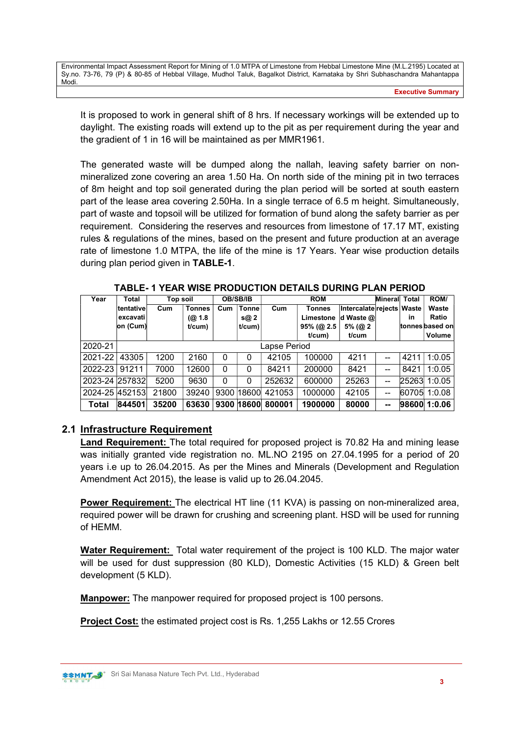It is proposed to work in general shift of 8 hrs. If necessary workings will be extended up to daylight. The existing roads will extend up to the pit as per requirement during the year and the gradient of 1 in 16 will be maintained as per MMR1961.

The generated waste will be dumped along the nallah, leaving safety barrier on non-mineralized zone covering an area 1.50 Ha. On north side of the mining pit in two terraces of 8m height and top soil generated during the plan period will be sorted at south eastern part of the lease area covering 2.50Ha. In a single terrace of 6.5 m height. Simultaneously, part of waste and topsoil will be utilized for formation of bund along the safety barrier as per requirement. Considering the reserves and resources from limestone of 17.17 MT, existing rules & regulations of the mines, based on the present and future production at an average rate of limestone 1.0 MTPA, the life of the mine is 17 Years. Year wise production details during plan period given in **TABLE-1**.

**TABLE- 1 YEAR WISE PRODUCTION DETAILS DURING PLAN PERIOD**

| Year | Total tentative excavation (Cum) | Top soil | | OB/SB/IB | | ROM | | | Mineral rejects | Total Waste in tonnes | ROM/ Waste Ratio based on Volume |
|---|---|---|---|---|---|---|---|---|---|---|---|
| | | Cum | Tonnes (@ 1.8 t/cum) | Cum | Tonnes@ 2 t/cum) | Cum | Tonnes Limestone 95% (@ 2.5 t/cum) | Intercalated Waste @ 5% (@ 2 t/cum | | | |
| 2020-21 | Lapse Period | | | | | | | | | | |
| 2021-22 | 43305 | 1200 | 2160 | 0 | 0 | 42105 | 100000 | 4211 | -- | 4211 | 1:0.05 |
| 2022-23 | 91211 | 7000 | 12600 | 0 | 0 | 84211 | 200000 | 8421 | -- | 8421 | 1:0.05 |
| 2023-24 | 257832 | 5200 | 9630 | 0 | 0 | 252632 | 600000 | 25263 | -- | 25263 | 1:0.05 |
| 2024-25 | 452153 | 21800 | 39240 | 9300 | 18600 | 421053 | 1000000 | 42105 | -- | 60705 | 1:0.08 |
| **Total** | **844501** | **35200** | **63630** | **9300** | **18600** | **800001** | **1900000** | **80000** | **--** | **98600** | **1:0.06** |

## 2.1 Infrastructure Requirement

**Land Requirement:** The total required for proposed project is 70.82 Ha and mining lease was initially granted vide registration no. ML.NO 2195 on 27.04.1995 for a period of 20 years i.e up to 26.04.2015. As per the Mines and Minerals (Development and Regulation Amendment Act 2015), the lease is valid up to 26.04.2045.

**Power Requirement:** The electrical HT line (11 KVA) is passing on non-mineralized area, required power will be drawn for crushing and screening plant. HSD will be used for running of HEMM.

**Water Requirement:** Total water requirement of the project is 100 KLD. The major water will be used for dust suppression (80 KLD), Domestic Activities (15 KLD) & Green belt development (5 KLD).

**Manpower:** The manpower required for proposed project is 100 persons.

**Project Cost:** the estimated project cost is Rs. 1,255 Lakhs or 12.55 Crores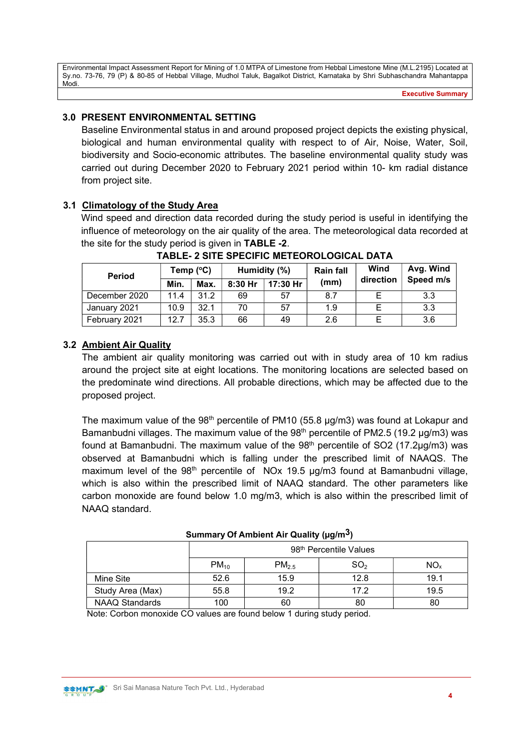## 3.0 PRESENT ENVIRONMENTAL SETTING

Baseline Environmental status in and around proposed project depicts the existing physical, biological and human environmental quality with respect to of Air, Noise, Water, Soil, biodiversity and Socio-economic attributes. The baseline environmental quality study was carried out during December 2020 to February 2021 period within 10- km radial distance from project site.

### 3.1 Climatology of the Study Area

Wind speed and direction data recorded during the study period is useful in identifying the influence of meteorology on the air quality of the area. The meteorological data recorded at the site for the study period is given in **TABLE -2**.

**TABLE- 2 SITE SPECIFIC METEOROLOGICAL DATA**

| Period | Temp (°C) | | Humidity (%) | | Rain fall (mm) | Wind direction | Avg. Wind Speed m/s |
|---|---|---|---|---|---|---|---|
| | Min. | Max. | 8:30 Hr | 17:30 Hr | | | |
| December 2020 | 11.4 | 31.2 | 69 | 57 | 8.7 | E | 3.3 |
| January 2021 | 10.9 | 32.1 | 70 | 57 | 1.9 | E | 3.3 |
| February 2021 | 12.7 | 35.3 | 66 | 49 | 2.6 | E | 3.6 |

### 3.2 Ambient Air Quality

The ambient air quality monitoring was carried out with in study area of 10 km radius around the project site at eight locations. The monitoring locations are selected based on the predominate wind directions. All probable directions, which may be affected due to the proposed project.

The maximum value of the 98th percentile of PM10 (55.8 µg/m3) was found at Lokapur and Bamanbudni villages. The maximum value of the 98th percentile of PM2.5 (19.2 µg/m3) was found at Bamanbudni. The maximum value of the 98th percentile of SO2 (17.2µg/m3) was observed at Bamanbudni which is falling under the prescribed limit of NAAQS. The maximum level of the 98th percentile of NOx 19.5 µg/m3 found at Bamanbudni village, which is also within the prescribed limit of NAAQ standard. The other parameters like carbon monoxide are found below 1.0 mg/m3, which is also within the prescribed limit of NAAQ standard.

**Summary Of Ambient Air Quality (µg/m$^3$)**

| | 98th Percentile Values | | | |
|---|---|---|---|---|
| | $PM_{10}$ | $PM_{2.5}$ | $SO_2$ | $NO_x$ |
| Mine Site | 52.6 | 15.9 | 12.8 | 19.1 |
| Study Area (Max) | 55.8 | 19.2 | 17.2 | 19.5 |
| NAAQ Standards | 100 | 60 | 80 | 80 |

Note: Corbon monoxide CO values are found below 1 during study period.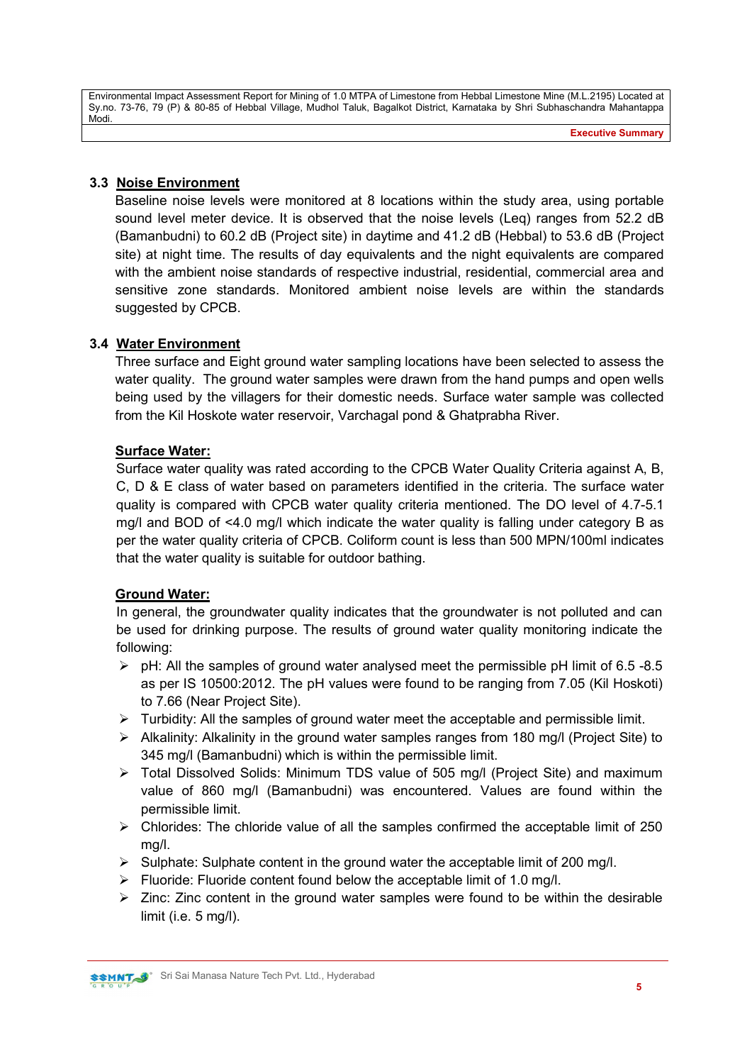### 3.3 Noise Environment

Baseline noise levels were monitored at 8 locations within the study area, using portable sound level meter device. It is observed that the noise levels (Leq) ranges from 52.2 dB (Bamanbudni) to 60.2 dB (Project site) in daytime and 41.2 dB (Hebbal) to 53.6 dB (Project site) at night time. The results of day equivalents and the night equivalents are compared with the ambient noise standards of respective industrial, residential, commercial area and sensitive zone standards. Monitored ambient noise levels are within the standards suggested by CPCB.

### 3.4 Water Environment

Three surface and Eight ground water sampling locations have been selected to assess the water quality. The ground water samples were drawn from the hand pumps and open wells being used by the villagers for their domestic needs. Surface water sample was collected from the Kil Hoskote water reservoir, Varchagal pond & Ghatprabha River.

**Surface Water:**

Surface water quality was rated according to the CPCB Water Quality Criteria against A, B, C, D & E class of water based on parameters identified in the criteria. The surface water quality is compared with CPCB water quality criteria mentioned. The DO level of 4.7-5.1 mg/l and BOD of <4.0 mg/l which indicate the water quality is falling under category B as per the water quality criteria of CPCB. Coliform count is less than 500 MPN/100ml indicates that the water quality is suitable for outdoor bathing.

**Ground Water:**

In general, the groundwater quality indicates that the groundwater is not polluted and can be used for drinking purpose. The results of ground water quality monitoring indicate the following:

- pH: All the samples of ground water analysed meet the permissible pH limit of 6.5 -8.5 as per IS 10500:2012. The pH values were found to be ranging from 7.05 (Kil Hoskoti) to 7.66 (Near Project Site).
- Turbidity: All the samples of ground water meet the acceptable and permissible limit.
- Alkalinity: Alkalinity in the ground water samples ranges from 180 mg/l (Project Site) to 345 mg/l (Bamanbudni) which is within the permissible limit.
- Total Dissolved Solids: Minimum TDS value of 505 mg/l (Project Site) and maximum value of 860 mg/l (Bamanbudni) was encountered. Values are found within the permissible limit.
- Chlorides: The chloride value of all the samples confirmed the acceptable limit of 250 mg/l.
- Sulphate: Sulphate content in the ground water the acceptable limit of 200 mg/l.
- Fluoride: Fluoride content found below the acceptable limit of 1.0 mg/l.
- Zinc: Zinc content in the ground water samples were found to be within the desirable limit (i.e. 5 mg/l).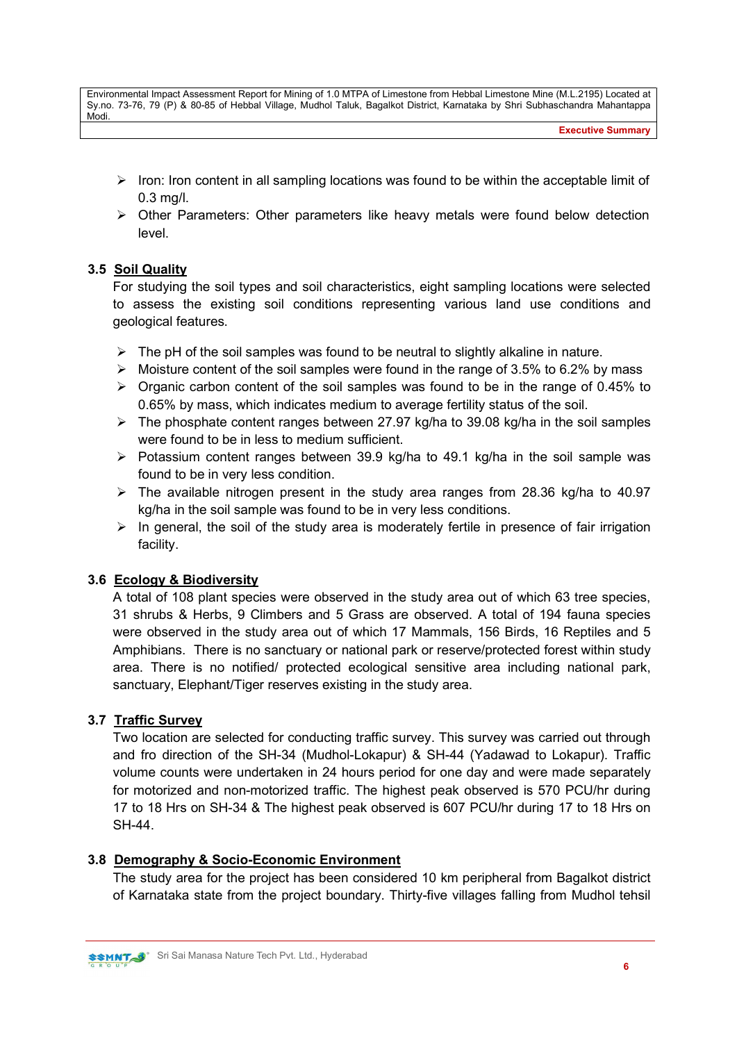- Iron: Iron content in all sampling locations was found to be within the acceptable limit of 0.3 mg/l.
- Other Parameters: Other parameters like heavy metals were found below detection level.

### 3.5 Soil Quality

For studying the soil types and soil characteristics, eight sampling locations were selected to assess the existing soil conditions representing various land use conditions and geological features.

- The pH of the soil samples was found to be neutral to slightly alkaline in nature.
- Moisture content of the soil samples were found in the range of 3.5% to 6.2% by mass
- Organic carbon content of the soil samples was found to be in the range of 0.45% to 0.65% by mass, which indicates medium to average fertility status of the soil.
- The phosphate content ranges between 27.97 kg/ha to 39.08 kg/ha in the soil samples were found to be in less to medium sufficient.
- Potassium content ranges between 39.9 kg/ha to 49.1 kg/ha in the soil sample was found to be in very less condition.
- The available nitrogen present in the study area ranges from 28.36 kg/ha to 40.97 kg/ha in the soil sample was found to be in very less conditions.
- In general, the soil of the study area is moderately fertile in presence of fair irrigation facility.

### 3.6 Ecology & Biodiversity

A total of 108 plant species were observed in the study area out of which 63 tree species, 31 shrubs & Herbs, 9 Climbers and 5 Grass are observed. A total of 194 fauna species were observed in the study area out of which 17 Mammals, 156 Birds, 16 Reptiles and 5 Amphibians. There is no sanctuary or national park or reserve/protected forest within study area. There is no notified/ protected ecological sensitive area including national park, sanctuary, Elephant/Tiger reserves existing in the study area.

### 3.7 Traffic Survey

Two location are selected for conducting traffic survey. This survey was carried out through and fro direction of the SH-34 (Mudhol-Lokapur) & SH-44 (Yadawad to Lokapur). Traffic volume counts were undertaken in 24 hours period for one day and were made separately for motorized and non-motorized traffic. The highest peak observed is 570 PCU/hr during 17 to 18 Hrs on SH-34 & The highest peak observed is 607 PCU/hr during 17 to 18 Hrs on SH-44.

### 3.8 Demography & Socio-Economic Environment

The study area for the project has been considered 10 km peripheral from Bagalkot district of Karnataka state from the project boundary. Thirty-five villages falling from Mudhol tehsil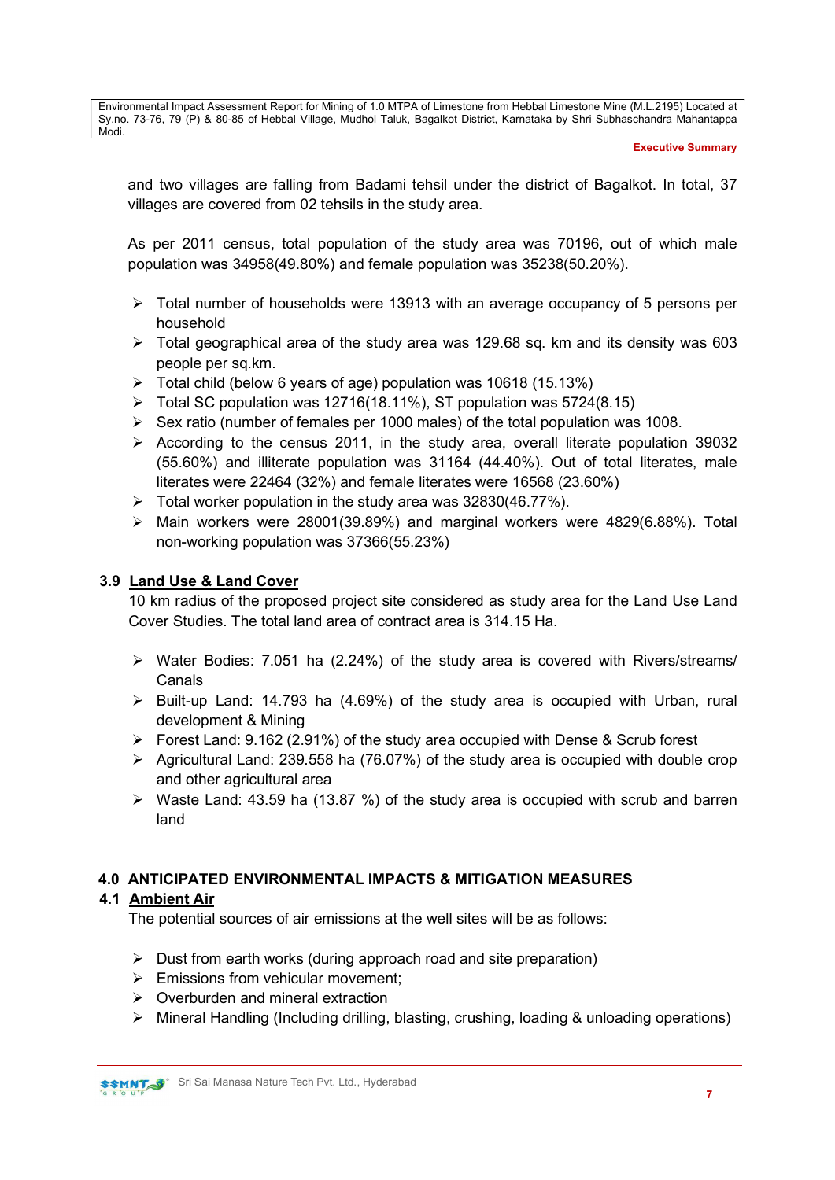and two villages are falling from Badami tehsil under the district of Bagalkot. In total, 37 villages are covered from 02 tehsils in the study area.

As per 2011 census, total population of the study area was 70196, out of which male population was 34958(49.80%) and female population was 35238(50.20%).

- Total number of households were 13913 with an average occupancy of 5 persons per household
- Total geographical area of the study area was 129.68 sq. km and its density was 603 people per sq.km.
- Total child (below 6 years of age) population was 10618 (15.13%)
- Total SC population was 12716(18.11%), ST population was 5724(8.15)
- Sex ratio (number of females per 1000 males) of the total population was 1008.
- According to the census 2011, in the study area, overall literate population 39032 (55.60%) and illiterate population was 31164 (44.40%). Out of total literates, male literates were 22464 (32%) and female literates were 16568 (23.60%)
- Total worker population in the study area was 32830(46.77%).
- Main workers were 28001(39.89%) and marginal workers were 4829(6.88%). Total non-working population was 37366(55.23%)

### 3.9 Land Use & Land Cover

10 km radius of the proposed project site considered as study area for the Land Use Land Cover Studies. The total land area of contract area is 314.15 Ha.

- Water Bodies: 7.051 ha (2.24%) of the study area is covered with Rivers/streams/ Canals
- Built-up Land: 14.793 ha (4.69%) of the study area is occupied with Urban, rural development & Mining
- Forest Land: 9.162 (2.91%) of the study area occupied with Dense & Scrub forest
- Agricultural Land: 239.558 ha (76.07%) of the study area is occupied with double crop and other agricultural area
- Waste Land: 43.59 ha (13.87 %) of the study area is occupied with scrub and barren land

## 4.0 ANTICIPATED ENVIRONMENTAL IMPACTS & MITIGATION MEASURES

### 4.1 Ambient Air

The potential sources of air emissions at the well sites will be as follows:

- Dust from earth works (during approach road and site preparation)
- Emissions from vehicular movement;
- Overburden and mineral extraction
- Mineral Handling (Including drilling, blasting, crushing, loading & unloading operations)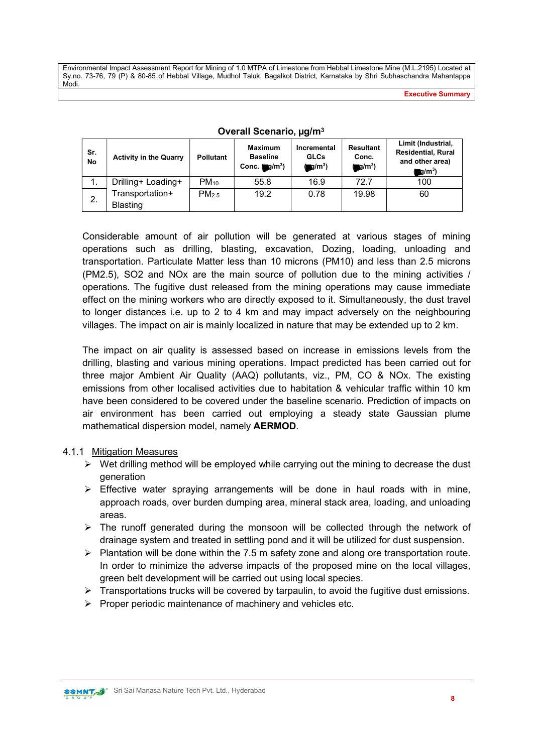**Overall Scenario, μg/m³**

| Sr. No | Activity in the Quarry | Pollutant | Maximum Baseline Conc. (μg/m³) | Incremental GLCs (μg/m³) | Resultant Conc. (μg/m³) | Limit (Industrial, Residential, Rural and other area) (μg/m³) |
|---|---|---|---|---|---|---|
| 1. | Drilling+ Loading+ Transportation+ Blasting | $PM_{10}$ | 55.8 | 16.9 | 72.7 | 100 |
| 2. | | $PM_{2.5}$ | 19.2 | 0.78 | 19.98 | 60 |

Considerable amount of air pollution will be generated at various stages of mining operations such as drilling, blasting, excavation, Dozing, loading, unloading and transportation. Particulate Matter less than 10 microns (PM10) and less than 2.5 microns (PM2.5), SO2 and NOx are the main source of pollution due to the mining activities / operations. The fugitive dust released from the mining operations may cause immediate effect on the mining workers who are directly exposed to it. Simultaneously, the dust travel to longer distances i.e. up to 2 to 4 km and may impact adversely on the neighbouring villages. The impact on air is mainly localized in nature that may be extended up to 2 km.

The impact on air quality is assessed based on increase in emissions levels from the drilling, blasting and various mining operations. Impact predicted has been carried out for three major Ambient Air Quality (AAQ) pollutants, viz., PM, CO & NOx. The existing emissions from other localised activities due to habitation & vehicular traffic within 10 km have been considered to be covered under the baseline scenario. Prediction of impacts on air environment has been carried out employing a steady state Gaussian plume mathematical dispersion model, namely **AERMOD**.

### 4.1.1 Mitigation Measures

- Wet drilling method will be employed while carrying out the mining to decrease the dust generation
- Effective water spraying arrangements will be done in haul roads with in mine, approach roads, over burden dumping area, mineral stack area, loading, and unloading areas.
- The runoff generated during the monsoon will be collected through the network of drainage system and treated in settling pond and it will be utilized for dust suspension.
- Plantation will be done within the 7.5 m safety zone and along ore transportation route. In order to minimize the adverse impacts of the proposed mine on the local villages, green belt development will be carried out using local species.
- Transportations trucks will be covered by tarpaulin, to avoid the fugitive dust emissions.
- Proper periodic maintenance of machinery and vehicles etc.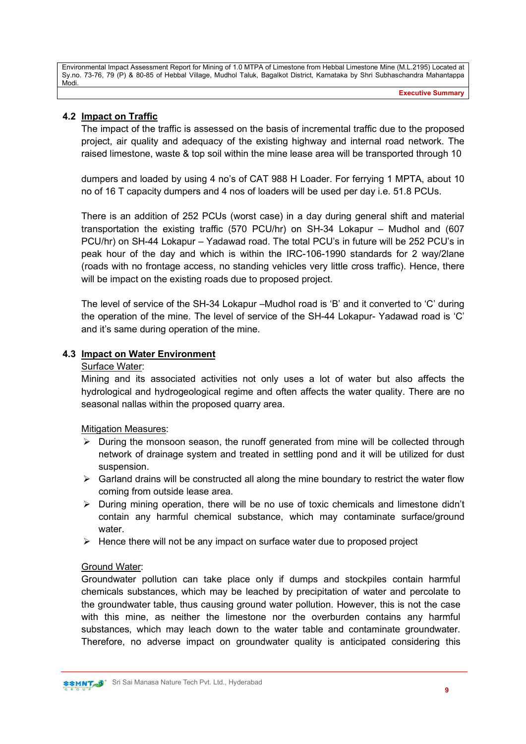## 4.2 Impact on Traffic

The impact of the traffic is assessed on the basis of incremental traffic due to the proposed project, air quality and adequacy of the existing highway and internal road network. The raised limestone, waste & top soil within the mine lease area will be transported through 10

dumpers and loaded by using 4 no's of CAT 988 H Loader. For ferrying 1 MPTA, about 10 no of 16 T capacity dumpers and 4 nos of loaders will be used per day i.e. 51.8 PCUs.

There is an addition of 252 PCUs (worst case) in a day during general shift and material transportation the existing traffic (570 PCU/hr) on SH-34 Lokapur – Mudhol and (607 PCU/hr) on SH-44 Lokapur – Yadawad road. The total PCU's in future will be 252 PCU's in peak hour of the day and which is within the IRC-106-1990 standards for 2 way/2lane (roads with no frontage access, no standing vehicles very little cross traffic). Hence, there will be impact on the existing roads due to proposed project.

The level of service of the SH-34 Lokapur –Mudhol road is 'B' and it converted to 'C' during the operation of the mine. The level of service of the SH-44 Lokapur- Yadawad road is 'C' and it's same during operation of the mine.

## 4.3 Impact on Water Environment

Surface Water:

Mining and its associated activities not only uses a lot of water but also affects the hydrological and hydrogeological regime and often affects the water quality. There are no seasonal nallas within the proposed quarry area.

Mitigation Measures:

- During the monsoon season, the runoff generated from mine will be collected through network of drainage system and treated in settling pond and it will be utilized for dust suspension.
- Garland drains will be constructed all along the mine boundary to restrict the water flow coming from outside lease area.
- During mining operation, there will be no use of toxic chemicals and limestone didn't contain any harmful chemical substance, which may contaminate surface/ground water.
- Hence there will not be any impact on surface water due to proposed project

Ground Water:

Groundwater pollution can take place only if dumps and stockpiles contain harmful chemicals substances, which may be leached by precipitation of water and percolate to the groundwater table, thus causing ground water pollution. However, this is not the case with this mine, as neither the limestone nor the overburden contains any harmful substances, which may leach down to the water table and contaminate groundwater. Therefore, no adverse impact on groundwater quality is anticipated considering this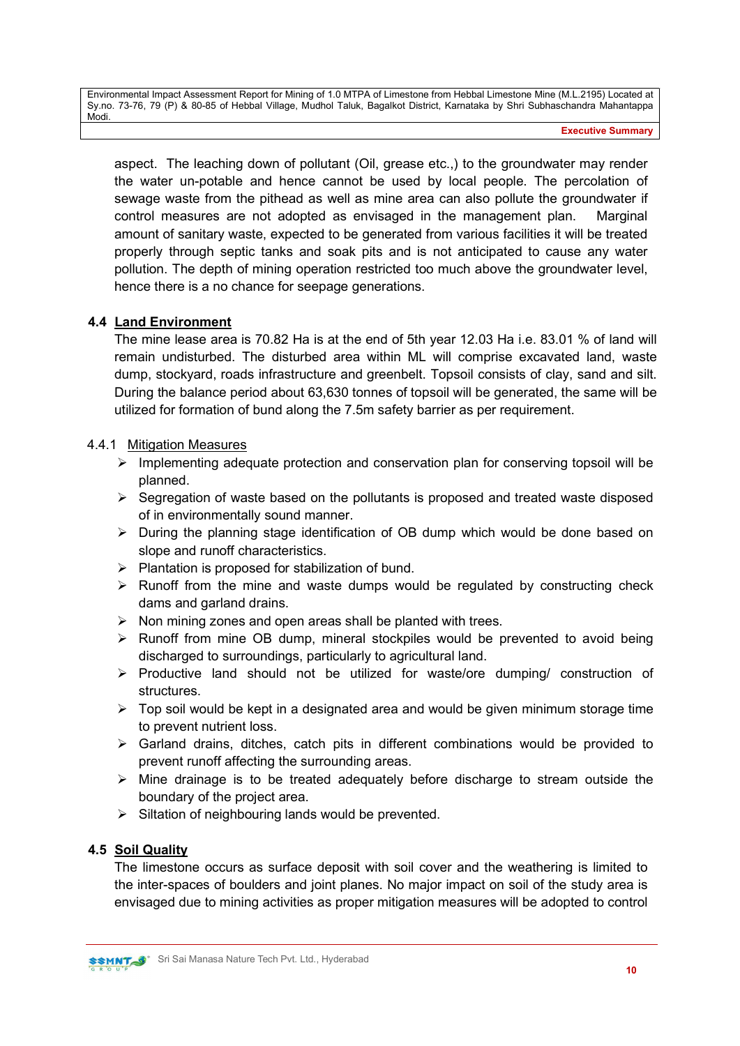aspect. The leaching down of pollutant (Oil, grease etc.,) to the groundwater may render the water un-potable and hence cannot be used by local people. The percolation of sewage waste from the pithead as well as mine area can also pollute the groundwater if control measures are not adopted as envisaged in the management plan. Marginal amount of sanitary waste, expected to be generated from various facilities it will be treated properly through septic tanks and soak pits and is not anticipated to cause any water pollution. The depth of mining operation restricted too much above the groundwater level, hence there is a no chance for seepage generations.

## 4.4 Land Environment

The mine lease area is 70.82 Ha is at the end of 5th year 12.03 Ha i.e. 83.01 % of land will remain undisturbed. The disturbed area within ML will comprise excavated land, waste dump, stockyard, roads infrastructure and greenbelt. Topsoil consists of clay, sand and silt. During the balance period about 63,630 tonnes of topsoil will be generated, the same will be utilized for formation of bund along the 7.5m safety barrier as per requirement.

### 4.4.1 Mitigation Measures

- Implementing adequate protection and conservation plan for conserving topsoil will be planned.
- Segregation of waste based on the pollutants is proposed and treated waste disposed of in environmentally sound manner.
- During the planning stage identification of OB dump which would be done based on slope and runoff characteristics.
- Plantation is proposed for stabilization of bund.
- Runoff from the mine and waste dumps would be regulated by constructing check dams and garland drains.
- Non mining zones and open areas shall be planted with trees.
- Runoff from mine OB dump, mineral stockpiles would be prevented to avoid being discharged to surroundings, particularly to agricultural land.
- Productive land should not be utilized for waste/ore dumping/ construction of structures.
- Top soil would be kept in a designated area and would be given minimum storage time to prevent nutrient loss.
- Garland drains, ditches, catch pits in different combinations would be provided to prevent runoff affecting the surrounding areas.
- Mine drainage is to be treated adequately before discharge to stream outside the boundary of the project area.
- Siltation of neighbouring lands would be prevented.

## 4.5 Soil Quality

The limestone occurs as surface deposit with soil cover and the weathering is limited to the inter-spaces of boulders and joint planes. No major impact on soil of the study area is envisaged due to mining activities as proper mitigation measures will be adopted to control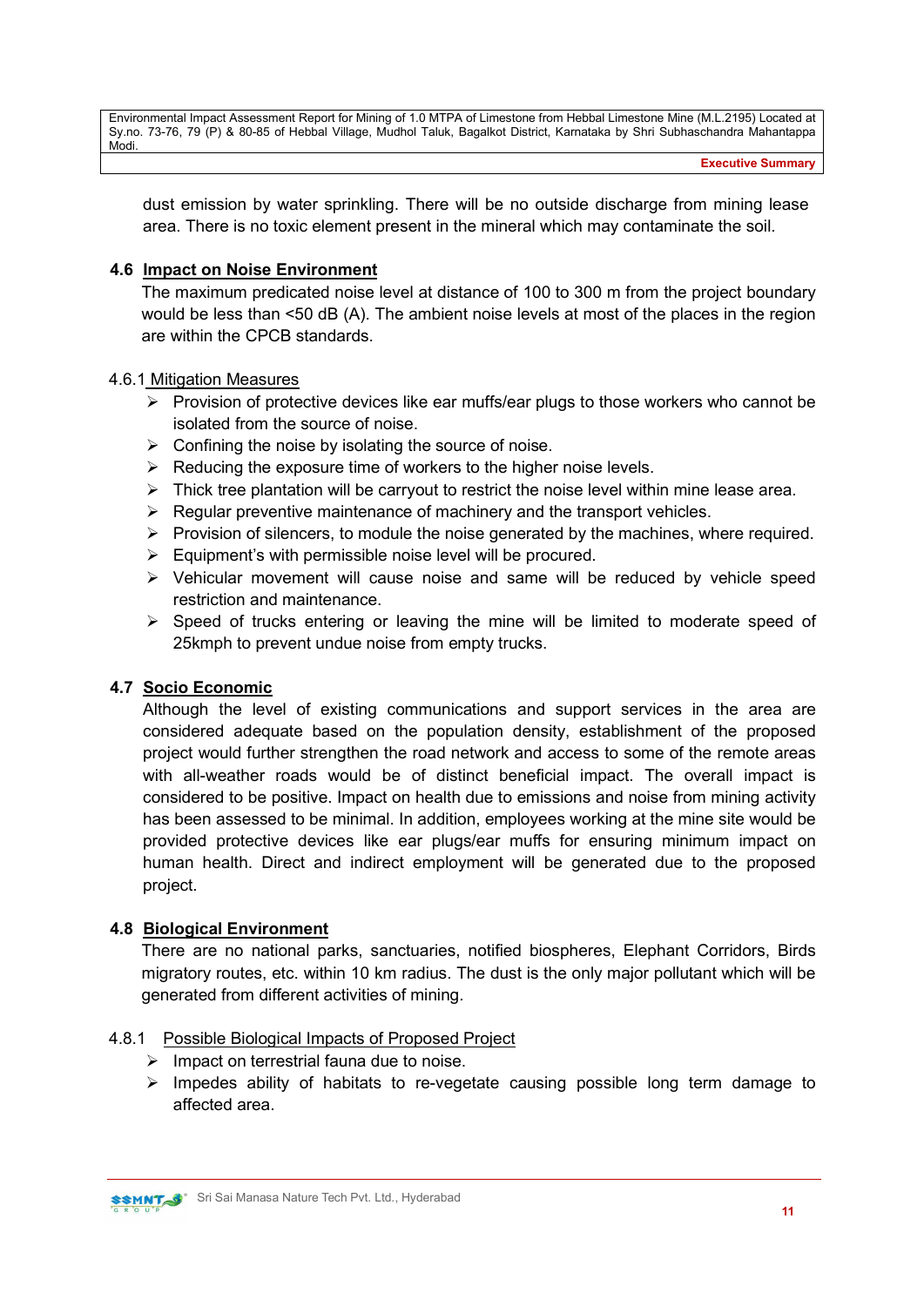dust emission by water sprinkling. There will be no outside discharge from mining lease area. There is no toxic element present in the mineral which may contaminate the soil.

### 4.6 Impact on Noise Environment

The maximum predicated noise level at distance of 100 to 300 m from the project boundary would be less than <50 dB (A). The ambient noise levels at most of the places in the region are within the CPCB standards.

#### 4.6.1 Mitigation Measures

- Provision of protective devices like ear muffs/ear plugs to those workers who cannot be isolated from the source of noise.
- Confining the noise by isolating the source of noise.
- Reducing the exposure time of workers to the higher noise levels.
- Thick tree plantation will be carryout to restrict the noise level within mine lease area.
- Regular preventive maintenance of machinery and the transport vehicles.
- Provision of silencers, to module the noise generated by the machines, where required.
- Equipment's with permissible noise level will be procured.
- Vehicular movement will cause noise and same will be reduced by vehicle speed restriction and maintenance.
- Speed of trucks entering or leaving the mine will be limited to moderate speed of 25kmph to prevent undue noise from empty trucks.

### 4.7 Socio Economic

Although the level of existing communications and support services in the area are considered adequate based on the population density, establishment of the proposed project would further strengthen the road network and access to some of the remote areas with all-weather roads would be of distinct beneficial impact. The overall impact is considered to be positive. Impact on health due to emissions and noise from mining activity has been assessed to be minimal. In addition, employees working at the mine site would be provided protective devices like ear plugs/ear muffs for ensuring minimum impact on human health. Direct and indirect employment will be generated due to the proposed project.

### 4.8 Biological Environment

There are no national parks, sanctuaries, notified biospheres, Elephant Corridors, Birds migratory routes, etc. within 10 km radius. The dust is the only major pollutant which will be generated from different activities of mining.

#### 4.8.1 Possible Biological Impacts of Proposed Project

- Impact on terrestrial fauna due to noise.
- Impedes ability of habitats to re-vegetate causing possible long term damage to affected area.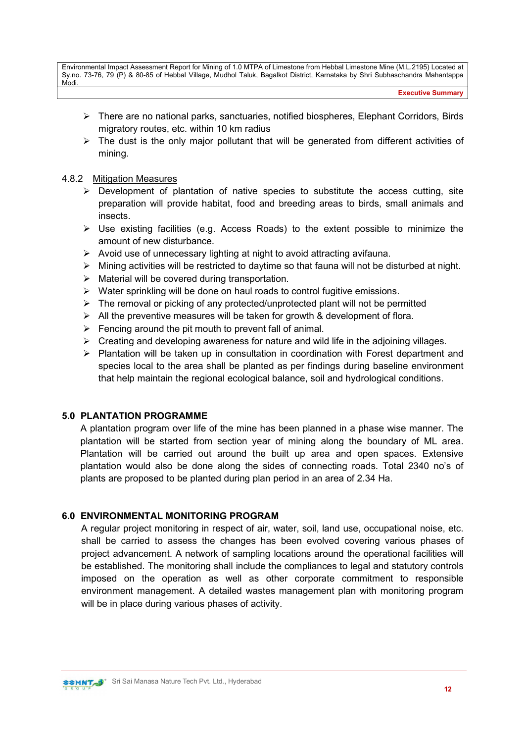- There are no national parks, sanctuaries, notified biospheres, Elephant Corridors, Birds migratory routes, etc. within 10 km radius
- The dust is the only major pollutant that will be generated from different activities of mining.

### 4.8.2 Mitigation Measures

- Development of plantation of native species to substitute the access cutting, site preparation will provide habitat, food and breeding areas to birds, small animals and insects.
- Use existing facilities (e.g. Access Roads) to the extent possible to minimize the amount of new disturbance.
- Avoid use of unnecessary lighting at night to avoid attracting avifauna.
- Mining activities will be restricted to daytime so that fauna will not be disturbed at night.
- Material will be covered during transportation.
- Water sprinkling will be done on haul roads to control fugitive emissions.
- The removal or picking of any protected/unprotected plant will not be permitted
- All the preventive measures will be taken for growth & development of flora.
- Fencing around the pit mouth to prevent fall of animal.
- Creating and developing awareness for nature and wild life in the adjoining villages.
- Plantation will be taken up in consultation in coordination with Forest department and species local to the area shall be planted as per findings during baseline environment that help maintain the regional ecological balance, soil and hydrological conditions.

## 5.0 PLANTATION PROGRAMME

A plantation program over life of the mine has been planned in a phase wise manner. The plantation will be started from section year of mining along the boundary of ML area. Plantation will be carried out around the built up area and open spaces. Extensive plantation would also be done along the sides of connecting roads. Total 2340 no's of plants are proposed to be planted during plan period in an area of 2.34 Ha.

## 6.0 ENVIRONMENTAL MONITORING PROGRAM

A regular project monitoring in respect of air, water, soil, land use, occupational noise, etc. shall be carried to assess the changes has been evolved covering various phases of project advancement. A network of sampling locations around the operational facilities will be established. The monitoring shall include the compliances to legal and statutory controls imposed on the operation as well as other corporate commitment to responsible environment management. A detailed wastes management plan with monitoring program will be in place during various phases of activity.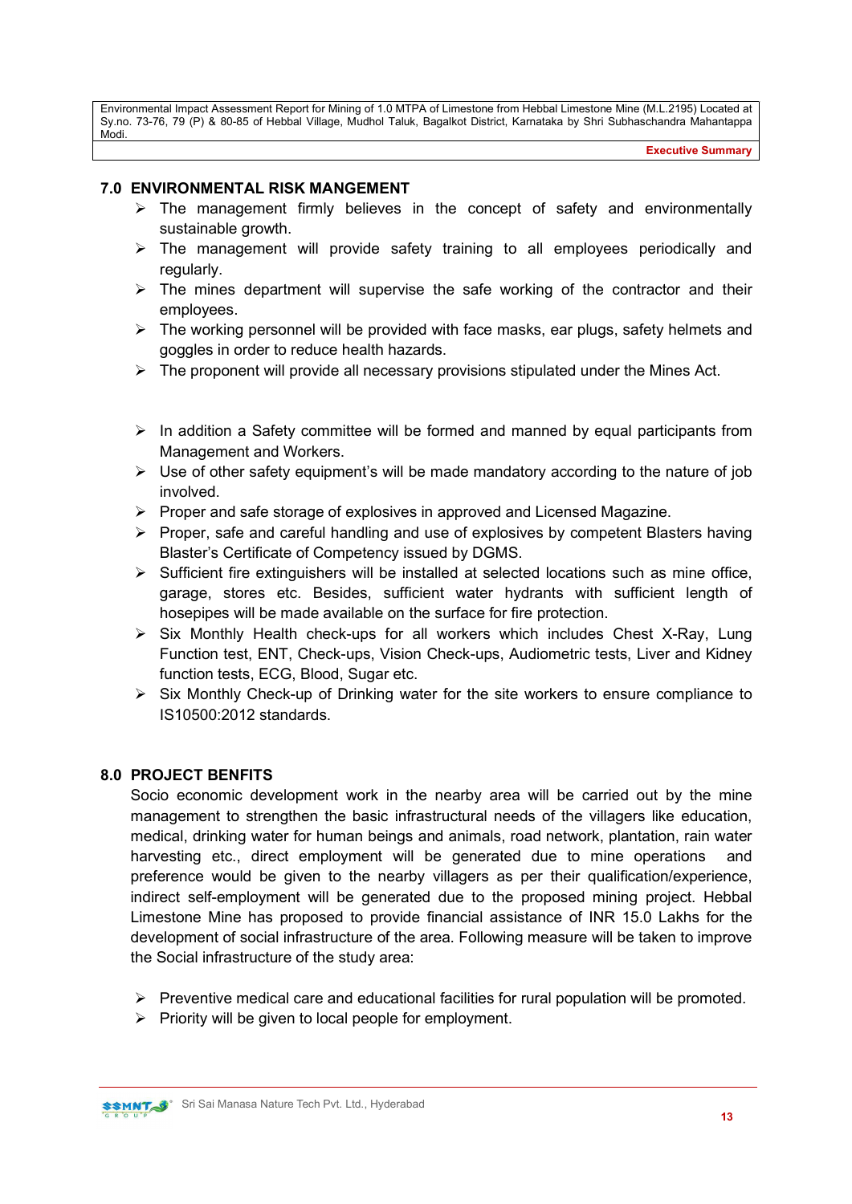## 7.0 ENVIRONMENTAL RISK MANGEMENT

- The management firmly believes in the concept of safety and environmentally sustainable growth.
- The management will provide safety training to all employees periodically and regularly.
- The mines department will supervise the safe working of the contractor and their employees.
- The working personnel will be provided with face masks, ear plugs, safety helmets and goggles in order to reduce health hazards.
- The proponent will provide all necessary provisions stipulated under the Mines Act.

- In addition a Safety committee will be formed and manned by equal participants from Management and Workers.
- Use of other safety equipment's will be made mandatory according to the nature of job involved.
- Proper and safe storage of explosives in approved and Licensed Magazine.
- Proper, safe and careful handling and use of explosives by competent Blasters having Blaster's Certificate of Competency issued by DGMS.
- Sufficient fire extinguishers will be installed at selected locations such as mine office, garage, stores etc. Besides, sufficient water hydrants with sufficient length of hosepipes will be made available on the surface for fire protection.
- Six Monthly Health check-ups for all workers which includes Chest X-Ray, Lung Function test, ENT, Check-ups, Vision Check-ups, Audiometric tests, Liver and Kidney function tests, ECG, Blood, Sugar etc.
- Six Monthly Check-up of Drinking water for the site workers to ensure compliance to IS10500:2012 standards.

## 8.0 PROJECT BENFITS

Socio economic development work in the nearby area will be carried out by the mine management to strengthen the basic infrastructural needs of the villagers like education, medical, drinking water for human beings and animals, road network, plantation, rain water harvesting etc., direct employment will be generated due to mine operations and preference would be given to the nearby villagers as per their qualification/experience, indirect self-employment will be generated due to the proposed mining project. Hebbal Limestone Mine has proposed to provide financial assistance of INR 15.0 Lakhs for the development of social infrastructure of the area. Following measure will be taken to improve the Social infrastructure of the study area:

- Preventive medical care and educational facilities for rural population will be promoted.
- Priority will be given to local people for employment.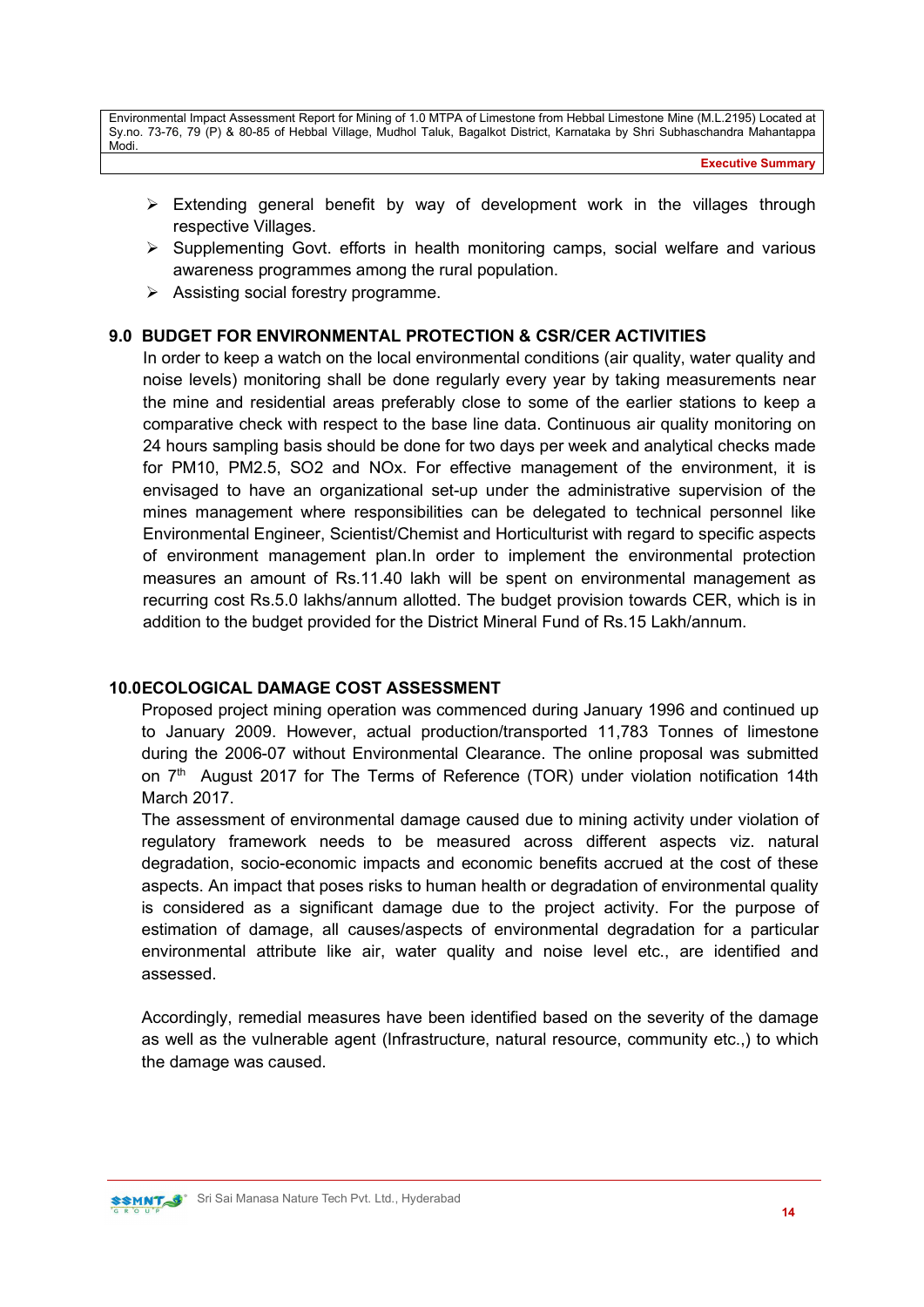- Extending general benefit by way of development work in the villages through respective Villages.
- Supplementing Govt. efforts in health monitoring camps, social welfare and various awareness programmes among the rural population.
- Assisting social forestry programme.

## 9.0 BUDGET FOR ENVIRONMENTAL PROTECTION & CSR/CER ACTIVITIES

In order to keep a watch on the local environmental conditions (air quality, water quality and noise levels) monitoring shall be done regularly every year by taking measurements near the mine and residential areas preferably close to some of the earlier stations to keep a comparative check with respect to the base line data. Continuous air quality monitoring on 24 hours sampling basis should be done for two days per week and analytical checks made for PM10, PM2.5, $SO_2$ and NOx. For effective management of the environment, it is envisaged to have an organizational set-up under the administrative supervision of the mines management where responsibilities can be delegated to technical personnel like Environmental Engineer, Scientist/Chemist and Horticulturist with regard to specific aspects of environment management plan.In order to implement the environmental protection measures an amount of Rs.11.40 lakh will be spent on environmental management as recurring cost Rs.5.0 lakhs/annum allotted. The budget provision towards CER, which is in addition to the budget provided for the District Mineral Fund of Rs.15 Lakh/annum.

## 10.0 ECOLOGICAL DAMAGE COST ASSESSMENT

Proposed project mining operation was commenced during January 1996 and continued up to January 2009. However, actual production/transported 11,783 Tonnes of limestone during the 2006-07 without Environmental Clearance. The online proposal was submitted on 7th August 2017 for The Terms of Reference (TOR) under violation notification 14th March 2017.

The assessment of environmental damage caused due to mining activity under violation of regulatory framework needs to be measured across different aspects viz. natural degradation, socio-economic impacts and economic benefits accrued at the cost of these aspects. An impact that poses risks to human health or degradation of environmental quality is considered as a significant damage due to the project activity. For the purpose of estimation of damage, all causes/aspects of environmental degradation for a particular environmental attribute like air, water quality and noise level etc., are identified and assessed.

Accordingly, remedial measures have been identified based on the severity of the damage as well as the vulnerable agent (Infrastructure, natural resource, community etc.,) to which the damage was caused.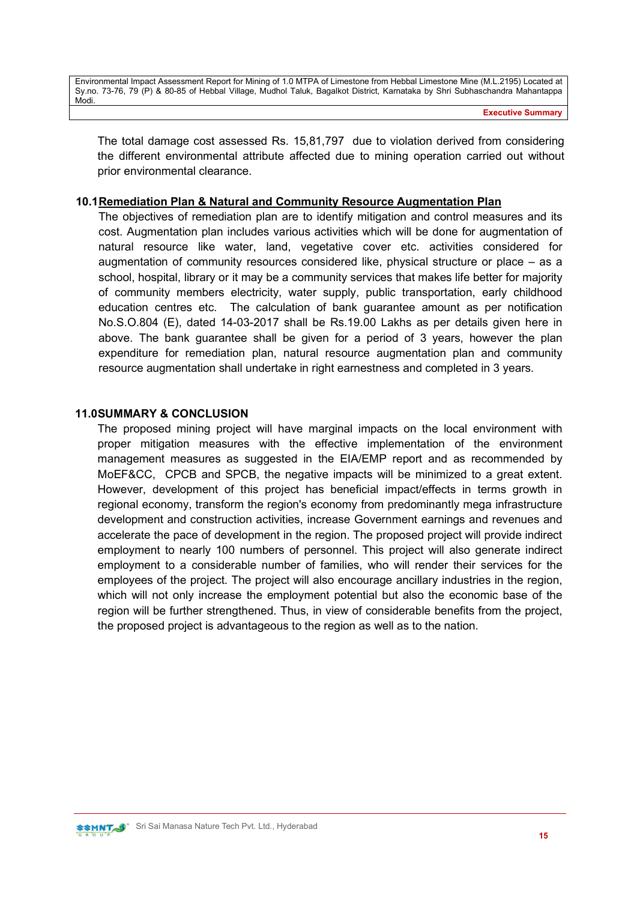The total damage cost assessed Rs. 15,81,797 due to violation derived from considering the different environmental attribute affected due to mining operation carried out without prior environmental clearance.

## 10.1 Remediation Plan & Natural and Community Resource Augmentation Plan

The objectives of remediation plan are to identify mitigation and control measures and its cost. Augmentation plan includes various activities which will be done for augmentation of natural resource like water, land, vegetative cover etc. activities considered for augmentation of community resources considered like, physical structure or place – as a school, hospital, library or it may be a community services that makes life better for majority of community members electricity, water supply, public transportation, early childhood education centres etc. The calculation of bank guarantee amount as per notification No.S.O.804 (E), dated 14-03-2017 shall be Rs.19.00 Lakhs as per details given here in above. The bank guarantee shall be given for a period of 3 years, however the plan expenditure for remediation plan, natural resource augmentation plan and community resource augmentation shall undertake in right earnestness and completed in 3 years.

## 11.0 SUMMARY & CONCLUSION

The proposed mining project will have marginal impacts on the local environment with proper mitigation measures with the effective implementation of the environment management measures as suggested in the EIA/EMP report and as recommended by MoEF&CC, CPCB and SPCB, the negative impacts will be minimized to a great extent. However, development of this project has beneficial impact/effects in terms growth in regional economy, transform the region's economy from predominantly mega infrastructure development and construction activities, increase Government earnings and revenues and accelerate the pace of development in the region. The proposed project will provide indirect employment to nearly 100 numbers of personnel. This project will also generate indirect employment to a considerable number of families, who will render their services for the employees of the project. The project will also encourage ancillary industries in the region, which will not only increase the employment potential but also the economic base of the region will be further strengthened. Thus, in view of considerable benefits from the project, the proposed project is advantageous to the region as well as to the nation.